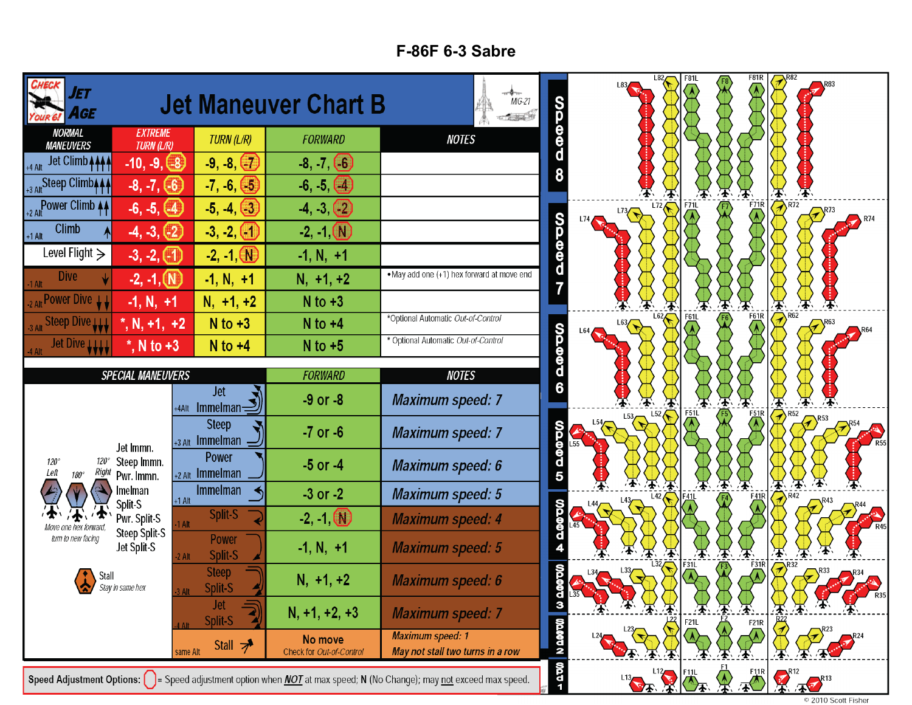# F-86F 6-3 Sabre

## Jet Maneuver Chart B

| NORMAL MANEUVERS | EXTREME TURN (L/R) | TURN (L/R) | FORWARD | NOTES |
|---|---|---|---|---|
| +4 Alt Jet Climb | -10, -9, (-8) | -9, -8, (-7) | -8, -7, (-6) | |
| +3 Alt Steep Climb | -8, -7, (-6) | -7, -6, (-5) | -6, -5, (-4) | |
| +2 Alt Power Climb | -6, -5, (-4) | -5, -4, (-3) | -4, -3, (-2) | |
| +1 Alt Climb | -4, -3, (-2) | -3, -2, (-1) | -2, -1, (N) | |
| Level Flight | -3, -2, (-1) | -2, -1, (N) | -1, N, +1 | |
| -1 Alt Dive | -2, -1, (N) | -1, N, +1 | N, +1, +2 | •May add one (+1) hex forward at move end |
| -2 Alt Power Dive | -1, N, +1 | N, +1, +2 | N to +3 | |
| -3 Alt Steep Dive | *, N, +1, +2 | N to +3 | N to +4 | *Optional Automatic *Out-of-Control* |
| -4 Alt Jet Dive | *, N to +3 | N to +4 | N to +5 | * Optional Automatic *Out-of-Control* |

| SPECIAL MANEUVERS | FORWARD | NOTES |
|---|---|---|
| +4Alt Jet Immelman | -9 or -8 | *Maximum speed: 7* |
| +3 Alt Steep Immelman | -7 or -6 | *Maximum speed: 7* |
| +2 Alt Power Immelman | -5 or -4 | *Maximum speed: 6* |
| +1 Alt Immelman | -3 or -2 | *Maximum speed: 5* |
| -1 Alt Split-S | -2, -1, (N) | *Maximum speed: 4* |
| -2 Alt Power Split-S | -1, N, +1 | *Maximum speed: 5* |
| -3 Alt Steep Split-S | N, +1, +2 | *Maximum speed: 6* |
| -4 Alt Jet Split-S | N, +1, +2, +3 | *Maximum speed: 7* |
| same Alt Stall | No move<br>Check for *Out-of-Control* | *Maximum speed: 1*<br>*May not stall two turns in a row* |

Jet Immn., Steep Immn., Pwr. Immn., Imelman, Split-S, Pwr. Split-S, Steep Split-S, Jet Split-S: 120° Left, 180°, 120° Right — Move one hex forward, turn to new facing

Stall — Stay in same hex

**Speed Adjustment Options:** ( ) = Speed adjustment option when ***NOT*** at max speed; **N** (No Change); may not exceed max speed.

Speed 8: L83, L82, F81L, F8, F81R, R82, R83
Speed 7: L74, L73, L72, F71L, F7, F71R, R72, R73, R74
Speed 6: L64, L63, L62, F61L, F6, F61R, R62, R63, R64
Speed 5: L55, L54, L53, L52, F51L, F5, F51R, R52, R53, R54, R55
Speed 4: L45, L44, L43, L42, F41L, F4, F41R, R42, R43, R44, R45
Speed 3: L35, L34, L33, L32, F31L, F3, F31R, R32, R33, R34, R35
Speed 2: L24, L23, L22, F21L, F2, F21R, R22, R23, R24
Speed 1: L13, L12, F11L, F1, F11R, R12, R13

© 2010 Scott Fisher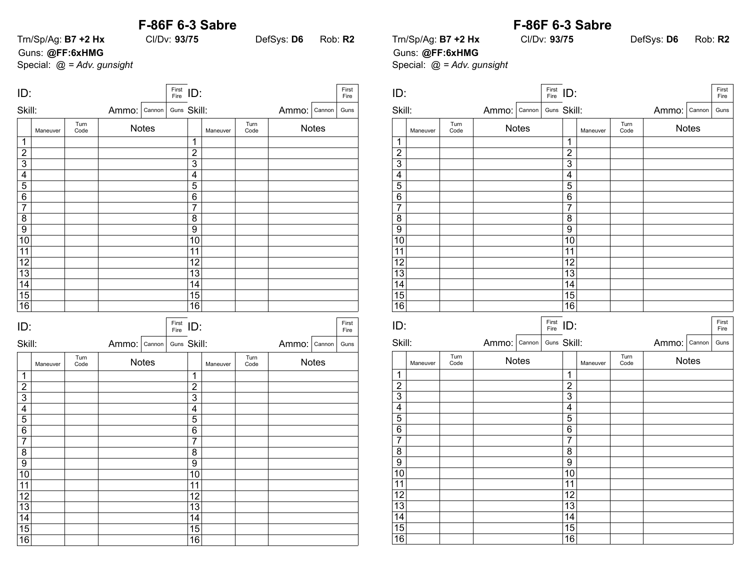# F-86F 6-3 Sabre

Trn/Sp/Ag: **B7 +2 Hx** Cl/Dv: **93/75** DefSys: **D6** Rob: **R2**

Guns: **@FF:6xHMG**

Special: @ = *Adv. gunsight*

| ID: | | | First Fire |
|---|---|---|---|
| Skill: | Ammo: | Cannon | Guns |

| | Maneuver | Turn Code | Notes |
|---|---|---|---|
| 1 | | | |
| 2 | | | |
| 3 | | | |
| 4 | | | |
| 5 | | | |
| 6 | | | |
| 7 | | | |
| 8 | | | |
| 9 | | | |
| 10 | | | |
| 11 | | | |
| 12 | | | |
| 13 | | | |
| 14 | | | |
| 15 | | | |
| 16 | | | |

| ID: | | | First Fire |
|---|---|---|---|
| Skill: | Ammo: | Cannon | Guns |

| | Maneuver | Turn Code | Notes |
|---|---|---|---|
| 1 | | | |
| 2 | | | |
| 3 | | | |
| 4 | | | |
| 5 | | | |
| 6 | | | |
| 7 | | | |
| 8 | | | |
| 9 | | | |
| 10 | | | |
| 11 | | | |
| 12 | | | |
| 13 | | | |
| 14 | | | |
| 15 | | | |
| 16 | | | |

| ID: | | | First Fire |
|---|---|---|---|
| Skill: | Ammo: | Cannon | Guns |

| | Maneuver | Turn Code | Notes |
|---|---|---|---|
| 1 | | | |
| 2 | | | |
| 3 | | | |
| 4 | | | |
| 5 | | | |
| 6 | | | |
| 7 | | | |
| 8 | | | |
| 9 | | | |
| 10 | | | |
| 11 | | | |
| 12 | | | |
| 13 | | | |
| 14 | | | |
| 15 | | | |
| 16 | | | |

| ID: | | | First Fire |
|---|---|---|---|
| Skill: | Ammo: | Cannon | Guns |

| | Maneuver | Turn Code | Notes |
|---|---|---|---|
| 1 | | | |
| 2 | | | |
| 3 | | | |
| 4 | | | |
| 5 | | | |
| 6 | | | |
| 7 | | | |
| 8 | | | |
| 9 | | | |
| 10 | | | |
| 11 | | | |
| 12 | | | |
| 13 | | | |
| 14 | | | |
| 15 | | | |
| 16 | | | |

# F-86F 6-3 Sabre

Trn/Sp/Ag: **B7 +2 Hx** Cl/Dv: **93/75** DefSys: **D6** Rob: **R2**

Guns: **@FF:6xHMG**

Special: @ = *Adv. gunsight*

| ID: | | | First Fire |
|---|---|---|---|
| Skill: | Ammo: | Cannon | Guns |

| | Maneuver | Turn Code | Notes |
|---|---|---|---|
| 1 | | | |
| 2 | | | |
| 3 | | | |
| 4 | | | |
| 5 | | | |
| 6 | | | |
| 7 | | | |
| 8 | | | |
| 9 | | | |
| 10 | | | |
| 11 | | | |
| 12 | | | |
| 13 | | | |
| 14 | | | |
| 15 | | | |
| 16 | | | |

| ID: | | | First Fire |
|---|---|---|---|
| Skill: | Ammo: | Cannon | Guns |

| | Maneuver | Turn Code | Notes |
|---|---|---|---|
| 1 | | | |
| 2 | | | |
| 3 | | | |
| 4 | | | |
| 5 | | | |
| 6 | | | |
| 7 | | | |
| 8 | | | |
| 9 | | | |
| 10 | | | |
| 11 | | | |
| 12 | | | |
| 13 | | | |
| 14 | | | |
| 15 | | | |
| 16 | | | |

| ID: | | | First Fire |
|---|---|---|---|
| Skill: | Ammo: | Cannon | Guns |

| | Maneuver | Turn Code | Notes |
|---|---|---|---|
| 1 | | | |
| 2 | | | |
| 3 | | | |
| 4 | | | |
| 5 | | | |
| 6 | | | |
| 7 | | | |
| 8 | | | |
| 9 | | | |
| 10 | | | |
| 11 | | | |
| 12 | | | |
| 13 | | | |
| 14 | | | |
| 15 | | | |
| 16 | | | |

| ID: | | | First Fire |
|---|---|---|---|
| Skill: | Ammo: | Cannon | Guns |

| | Maneuver | Turn Code | Notes |
|---|---|---|---|
| 1 | | | |
| 2 | | | |
| 3 | | | |
| 4 | | | |
| 5 | | | |
| 6 | | | |
| 7 | | | |
| 8 | | | |
| 9 | | | |
| 10 | | | |
| 11 | | | |
| 12 | | | |
| 13 | | | |
| 14 | | | |
| 15 | | | |
| 16 | | | |